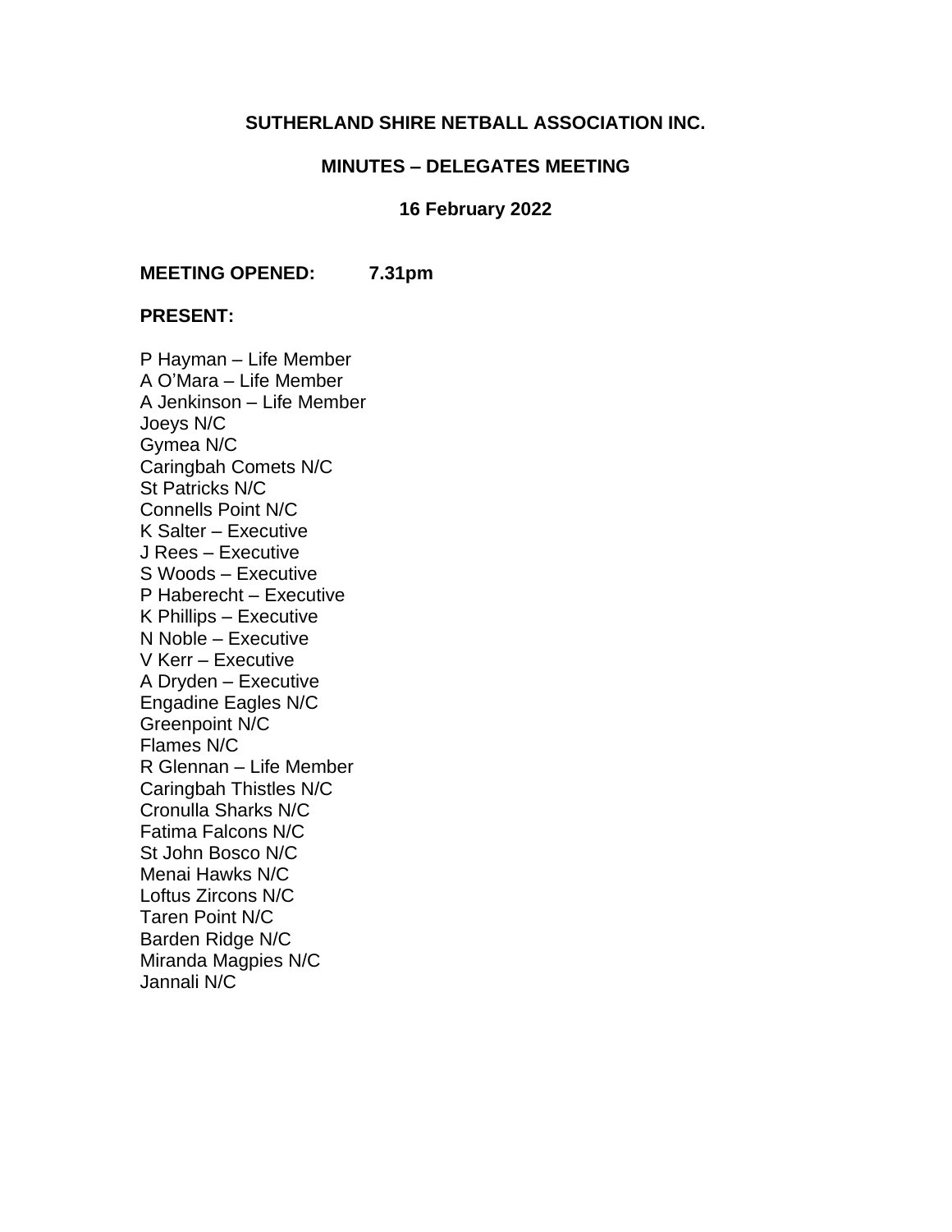**SUTHERLAND SHIRE NETBALL ASSOCIATION INC.**

**MINUTES – DELEGATES MEETING**

**16 February 2022**

**MEETING OPENED: 7.31pm**

**PRESENT:**

P Hayman – Life Member
A O'Mara – Life Member
A Jenkinson – Life Member
Joeys N/C
Gymea N/C
Caringbah Comets N/C
St Patricks N/C
Connells Point N/C
K Salter – Executive
J Rees – Executive
S Woods – Executive
P Haberecht – Executive
K Phillips – Executive
N Noble – Executive
V Kerr – Executive
A Dryden – Executive
Engadine Eagles N/C
Greenpoint N/C
Flames N/C
R Glennan – Life Member
Caringbah Thistles N/C
Cronulla Sharks N/C
Fatima Falcons N/C
St John Bosco N/C
Menai Hawks N/C
Loftus Zircons N/C
Taren Point N/C
Barden Ridge N/C
Miranda Magpies N/C
Jannali N/C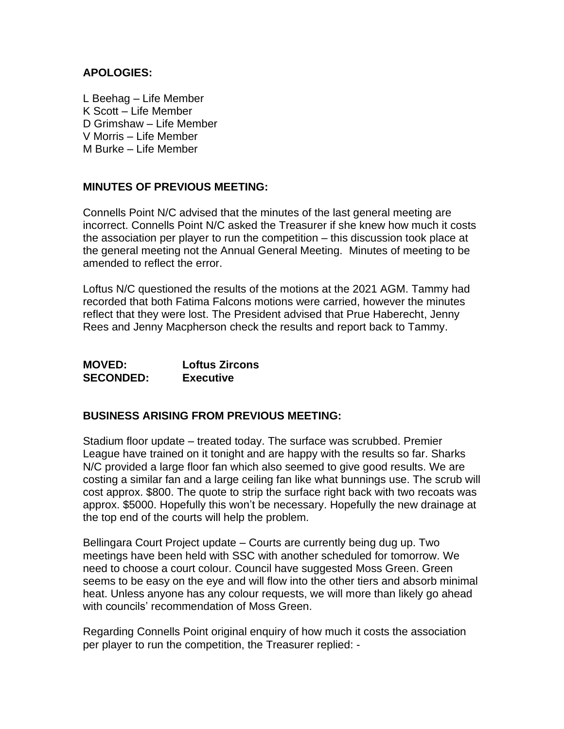**APOLOGIES:**

L Beehag – Life Member
K Scott – Life Member
D Grimshaw – Life Member
V Morris – Life Member
M Burke – Life Member

**MINUTES OF PREVIOUS MEETING:**

Connells Point N/C advised that the minutes of the last general meeting are incorrect. Connells Point N/C asked the Treasurer if she knew how much it costs the association per player to run the competition – this discussion took place at the general meeting not the Annual General Meeting. Minutes of meeting to be amended to reflect the error.

Loftus N/C questioned the results of the motions at the 2021 AGM. Tammy had recorded that both Fatima Falcons motions were carried, however the minutes reflect that they were lost. The President advised that Prue Haberecht, Jenny Rees and Jenny Macpherson check the results and report back to Tammy.

**MOVED:** **Loftus Zircons**
**SECONDED:** **Executive**

**BUSINESS ARISING FROM PREVIOUS MEETING:**

Stadium floor update – treated today. The surface was scrubbed. Premier League have trained on it tonight and are happy with the results so far. Sharks N/C provided a large floor fan which also seemed to give good results. We are costing a similar fan and a large ceiling fan like what bunnings use. The scrub will cost approx. $800. The quote to strip the surface right back with two recoats was approx. $5000. Hopefully this won't be necessary. Hopefully the new drainage at the top end of the courts will help the problem.

Bellingara Court Project update – Courts are currently being dug up. Two meetings have been held with SSC with another scheduled for tomorrow. We need to choose a court colour. Council have suggested Moss Green. Green seems to be easy on the eye and will flow into the other tiers and absorb minimal heat. Unless anyone has any colour requests, we will more than likely go ahead with councils' recommendation of Moss Green.

Regarding Connells Point original enquiry of how much it costs the association per player to run the competition, the Treasurer replied: -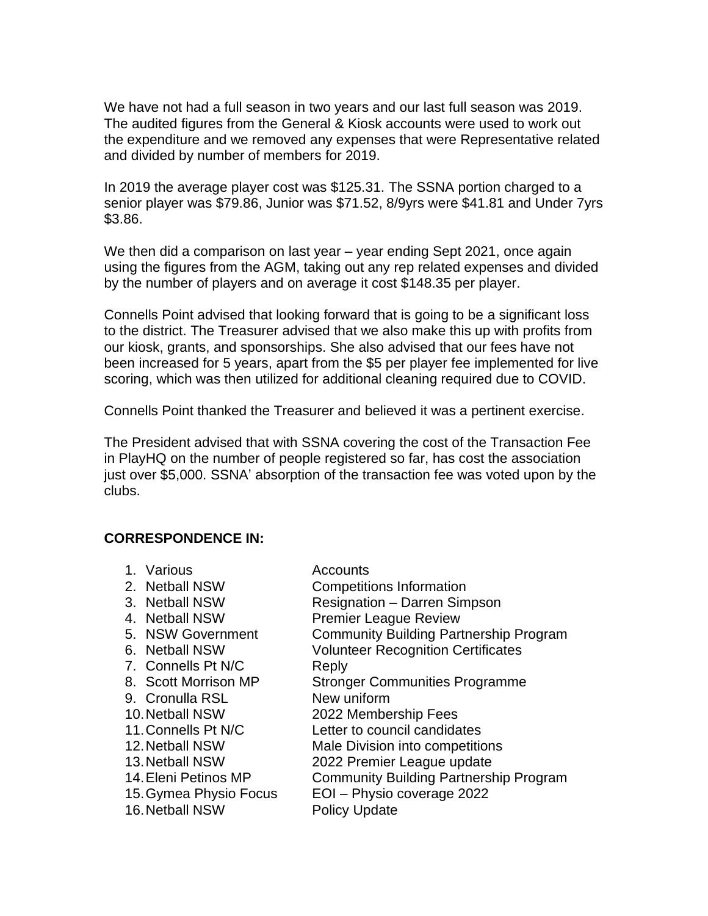We have not had a full season in two years and our last full season was 2019. The audited figures from the General & Kiosk accounts were used to work out the expenditure and we removed any expenses that were Representative related and divided by number of members for 2019.

In 2019 the average player cost was $125.31. The SSNA portion charged to a senior player was $79.86, Junior was $71.52, 8/9yrs were $41.81 and Under 7yrs $3.86.

We then did a comparison on last year – year ending Sept 2021, once again using the figures from the AGM, taking out any rep related expenses and divided by the number of players and on average it cost $148.35 per player.

Connells Point advised that looking forward that is going to be a significant loss to the district. The Treasurer advised that we also make this up with profits from our kiosk, grants, and sponsorships. She also advised that our fees have not been increased for 5 years, apart from the $5 per player fee implemented for live scoring, which was then utilized for additional cleaning required due to COVID.

Connells Point thanked the Treasurer and believed it was a pertinent exercise.

The President advised that with SSNA covering the cost of the Transaction Fee in PlayHQ on the number of people registered so far, has cost the association just over $5,000. SSNA' absorption of the transaction fee was voted upon by the clubs.

**CORRESPONDENCE IN:**

1. Various — Accounts
2. Netball NSW — Competitions Information
3. Netball NSW — Resignation – Darren Simpson
4. Netball NSW — Premier League Review
5. NSW Government — Community Building Partnership Program
6. Netball NSW — Volunteer Recognition Certificates
7. Connells Pt N/C — Reply
8. Scott Morrison MP — Stronger Communities Programme
9. Cronulla RSL — New uniform
10. Netball NSW — 2022 Membership Fees
11. Connells Pt N/C — Letter to council candidates
12. Netball NSW — Male Division into competitions
13. Netball NSW — 2022 Premier League update
14. Eleni Petinos MP — Community Building Partnership Program
15. Gymea Physio Focus — EOI – Physio coverage 2022
16. Netball NSW — Policy Update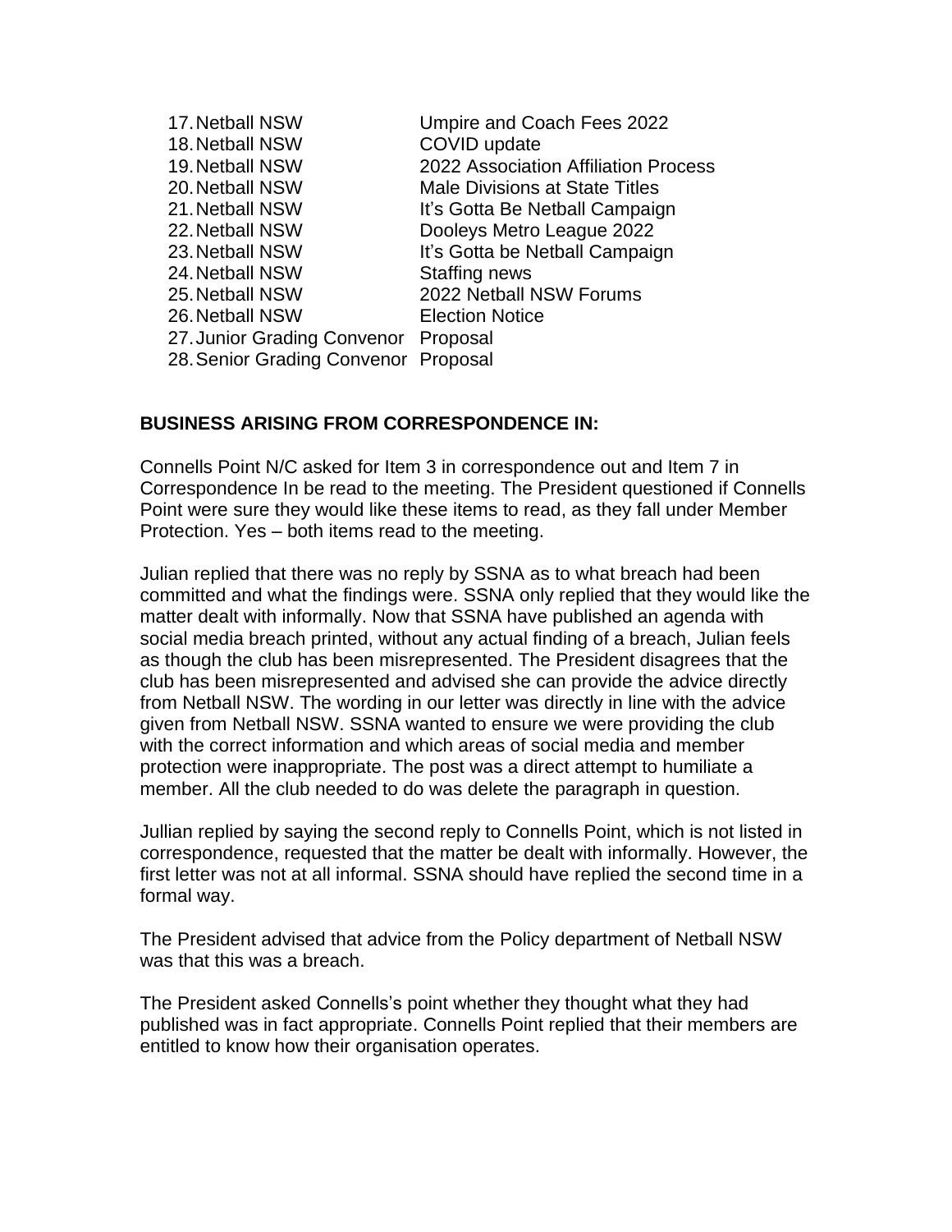17. Netball NSW Umpire and Coach Fees 2022
18. Netball NSW COVID update
19. Netball NSW 2022 Association Affiliation Process
20. Netball NSW Male Divisions at State Titles
21. Netball NSW It's Gotta Be Netball Campaign
22. Netball NSW Dooleys Metro League 2022
23. Netball NSW It's Gotta be Netball Campaign
24. Netball NSW Staffing news
25. Netball NSW 2022 Netball NSW Forums
26. Netball NSW Election Notice
27. Junior Grading Convenor Proposal
28. Senior Grading Convenor Proposal

**BUSINESS ARISING FROM CORRESPONDENCE IN:**

Connells Point N/C asked for Item 3 in correspondence out and Item 7 in Correspondence In be read to the meeting. The President questioned if Connells Point were sure they would like these items to read, as they fall under Member Protection. Yes – both items read to the meeting.

Julian replied that there was no reply by SSNA as to what breach had been committed and what the findings were. SSNA only replied that they would like the matter dealt with informally. Now that SSNA have published an agenda with social media breach printed, without any actual finding of a breach, Julian feels as though the club has been misrepresented. The President disagrees that the club has been misrepresented and advised she can provide the advice directly from Netball NSW. The wording in our letter was directly in line with the advice given from Netball NSW. SSNA wanted to ensure we were providing the club with the correct information and which areas of social media and member protection were inappropriate. The post was a direct attempt to humiliate a member. All the club needed to do was delete the paragraph in question.

Jullian replied by saying the second reply to Connells Point, which is not listed in correspondence, requested that the matter be dealt with informally. However, the first letter was not at all informal. SSNA should have replied the second time in a formal way.

The President advised that advice from the Policy department of Netball NSW was that this was a breach.

The President asked Connells's point whether they thought what they had published was in fact appropriate. Connells Point replied that their members are entitled to know how their organisation operates.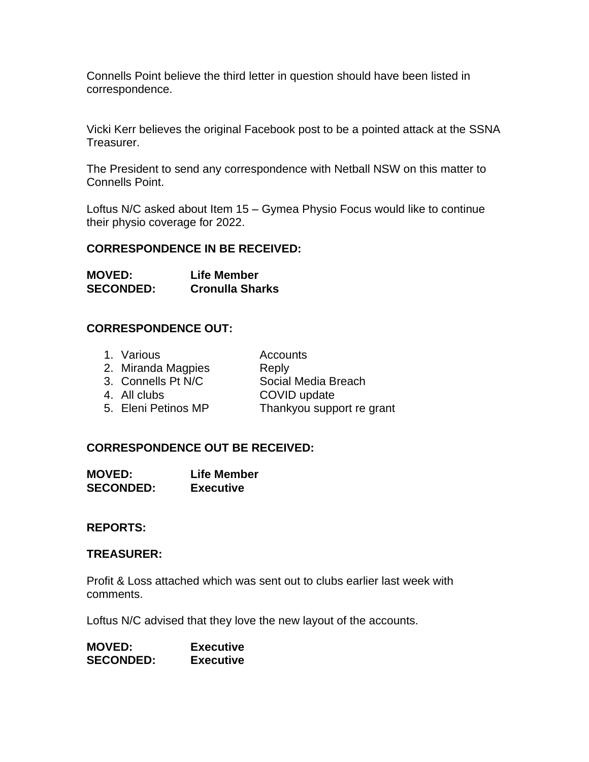Connells Point believe the third letter in question should have been listed in correspondence.

Vicki Kerr believes the original Facebook post to be a pointed attack at the SSNA Treasurer.

The President to send any correspondence with Netball NSW on this matter to Connells Point.

Loftus N/C asked about Item 15 – Gymea Physio Focus would like to continue their physio coverage for 2022.

**CORRESPONDENCE IN BE RECEIVED:**

**MOVED:** **Life Member**
**SECONDED:** **Cronulla Sharks**

**CORRESPONDENCE OUT:**

1. Various — Accounts
2. Miranda Magpies — Reply
3. Connells Pt N/C — Social Media Breach
4. All clubs — COVID update
5. Eleni Petinos MP — Thankyou support re grant

**CORRESPONDENCE OUT BE RECEIVED:**

**MOVED:** **Life Member**
**SECONDED:** **Executive**

**REPORTS:**

**TREASURER:**

Profit & Loss attached which was sent out to clubs earlier last week with comments.

Loftus N/C advised that they love the new layout of the accounts.

**MOVED:** **Executive**
**SECONDED:** **Executive**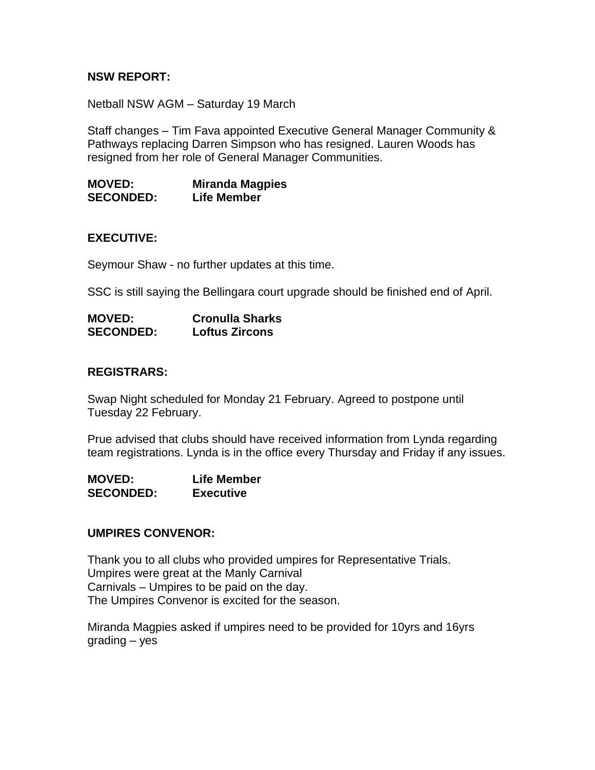**NSW REPORT:**

Netball NSW AGM – Saturday 19 March

Staff changes – Tim Fava appointed Executive General Manager Community & Pathways replacing Darren Simpson who has resigned. Lauren Woods has resigned from her role of General Manager Communities.

**MOVED:** **Miranda Magpies**
**SECONDED:** **Life Member**

**EXECUTIVE:**

Seymour Shaw - no further updates at this time.

SSC is still saying the Bellingara court upgrade should be finished end of April.

**MOVED:** **Cronulla Sharks**
**SECONDED:** **Loftus Zircons**

**REGISTRARS:**

Swap Night scheduled for Monday 21 February. Agreed to postpone until Tuesday 22 February.

Prue advised that clubs should have received information from Lynda regarding team registrations. Lynda is in the office every Thursday and Friday if any issues.

**MOVED:** **Life Member**
**SECONDED:** **Executive**

**UMPIRES CONVENOR:**

Thank you to all clubs who provided umpires for Representative Trials.
Umpires were great at the Manly Carnival
Carnivals – Umpires to be paid on the day.
The Umpires Convenor is excited for the season.

Miranda Magpies asked if umpires need to be provided for 10yrs and 16yrs grading – yes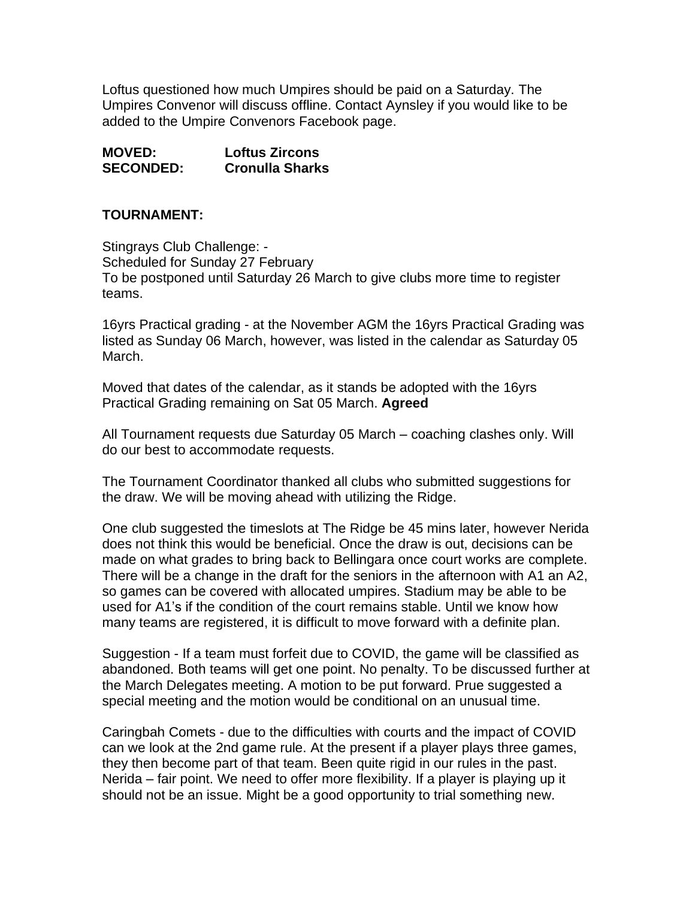Loftus questioned how much Umpires should be paid on a Saturday. The Umpires Convenor will discuss offline. Contact Aynsley if you would like to be added to the Umpire Convenors Facebook page.

**MOVED:** **Loftus Zircons**
**SECONDED:** **Cronulla Sharks**

**TOURNAMENT:**

Stingrays Club Challenge: -
Scheduled for Sunday 27 February
To be postponed until Saturday 26 March to give clubs more time to register teams.

16yrs Practical grading - at the November AGM the 16yrs Practical Grading was listed as Sunday 06 March, however, was listed in the calendar as Saturday 05 March.

Moved that dates of the calendar, as it stands be adopted with the 16yrs Practical Grading remaining on Sat 05 March. **Agreed**

All Tournament requests due Saturday 05 March – coaching clashes only. Will do our best to accommodate requests.

The Tournament Coordinator thanked all clubs who submitted suggestions for the draw. We will be moving ahead with utilizing the Ridge.

One club suggested the timeslots at The Ridge be 45 mins later, however Nerida does not think this would be beneficial. Once the draw is out, decisions can be made on what grades to bring back to Bellingara once court works are complete. There will be a change in the draft for the seniors in the afternoon with A1 an A2, so games can be covered with allocated umpires. Stadium may be able to be used for A1's if the condition of the court remains stable. Until we know how many teams are registered, it is difficult to move forward with a definite plan.

Suggestion - If a team must forfeit due to COVID, the game will be classified as abandoned. Both teams will get one point. No penalty. To be discussed further at the March Delegates meeting. A motion to be put forward. Prue suggested a special meeting and the motion would be conditional on an unusual time.

Caringbah Comets - due to the difficulties with courts and the impact of COVID can we look at the 2nd game rule. At the present if a player plays three games, they then become part of that team. Been quite rigid in our rules in the past. Nerida – fair point. We need to offer more flexibility. If a player is playing up it should not be an issue. Might be a good opportunity to trial something new.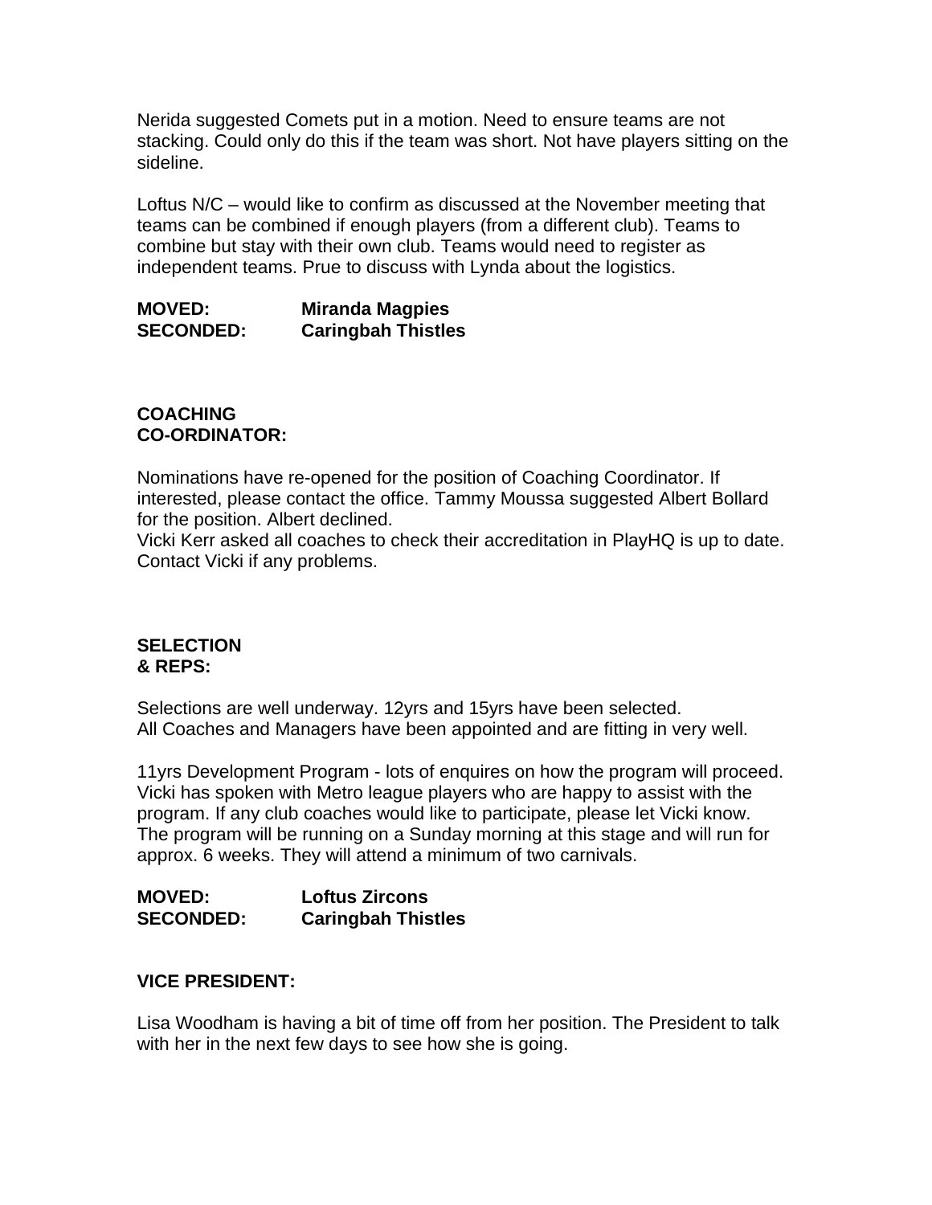Nerida suggested Comets put in a motion. Need to ensure teams are not stacking. Could only do this if the team was short. Not have players sitting on the sideline.

Loftus N/C – would like to confirm as discussed at the November meeting that teams can be combined if enough players (from a different club). Teams to combine but stay with their own club. Teams would need to register as independent teams. Prue to discuss with Lynda about the logistics.

**MOVED:** **Miranda Magpies**
**SECONDED:** **Caringbah Thistles**

**COACHING CO-ORDINATOR:**

Nominations have re-opened for the position of Coaching Coordinator. If interested, please contact the office. Tammy Moussa suggested Albert Bollard for the position. Albert declined.
Vicki Kerr asked all coaches to check their accreditation in PlayHQ is up to date. Contact Vicki if any problems.

**SELECTION & REPS:**

Selections are well underway. 12yrs and 15yrs have been selected.
All Coaches and Managers have been appointed and are fitting in very well.

11yrs Development Program - lots of enquires on how the program will proceed. Vicki has spoken with Metro league players who are happy to assist with the program. If any club coaches would like to participate, please let Vicki know. The program will be running on a Sunday morning at this stage and will run for approx. 6 weeks. They will attend a minimum of two carnivals.

**MOVED:** **Loftus Zircons**
**SECONDED:** **Caringbah Thistles**

**VICE PRESIDENT:**

Lisa Woodham is having a bit of time off from her position. The President to talk with her in the next few days to see how she is going.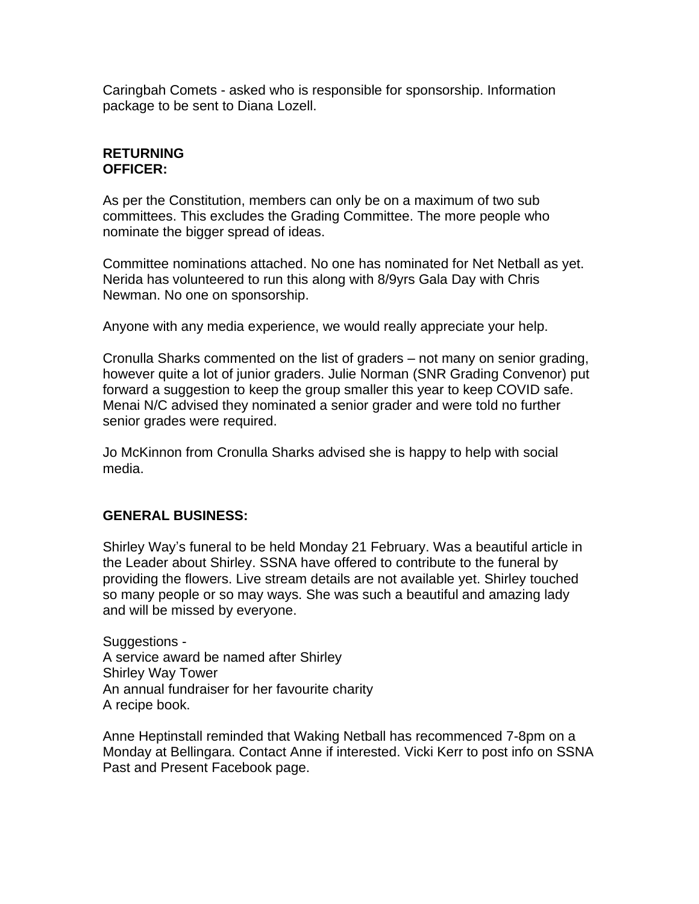Caringbah Comets - asked who is responsible for sponsorship. Information package to be sent to Diana Lozell.

**RETURNING OFFICER:**

As per the Constitution, members can only be on a maximum of two sub committees. This excludes the Grading Committee. The more people who nominate the bigger spread of ideas.

Committee nominations attached. No one has nominated for Net Netball as yet. Nerida has volunteered to run this along with 8/9yrs Gala Day with Chris Newman. No one on sponsorship.

Anyone with any media experience, we would really appreciate your help.

Cronulla Sharks commented on the list of graders – not many on senior grading, however quite a lot of junior graders. Julie Norman (SNR Grading Convenor) put forward a suggestion to keep the group smaller this year to keep COVID safe. Menai N/C advised they nominated a senior grader and were told no further senior grades were required.

Jo McKinnon from Cronulla Sharks advised she is happy to help with social media.

**GENERAL BUSINESS:**

Shirley Way's funeral to be held Monday 21 February. Was a beautiful article in the Leader about Shirley. SSNA have offered to contribute to the funeral by providing the flowers. Live stream details are not available yet. Shirley touched so many people or so may ways. She was such a beautiful and amazing lady and will be missed by everyone.

Suggestions -
A service award be named after Shirley
Shirley Way Tower
An annual fundraiser for her favourite charity
A recipe book.

Anne Heptinstall reminded that Waking Netball has recommenced 7-8pm on a Monday at Bellingara. Contact Anne if interested. Vicki Kerr to post info on SSNA Past and Present Facebook page.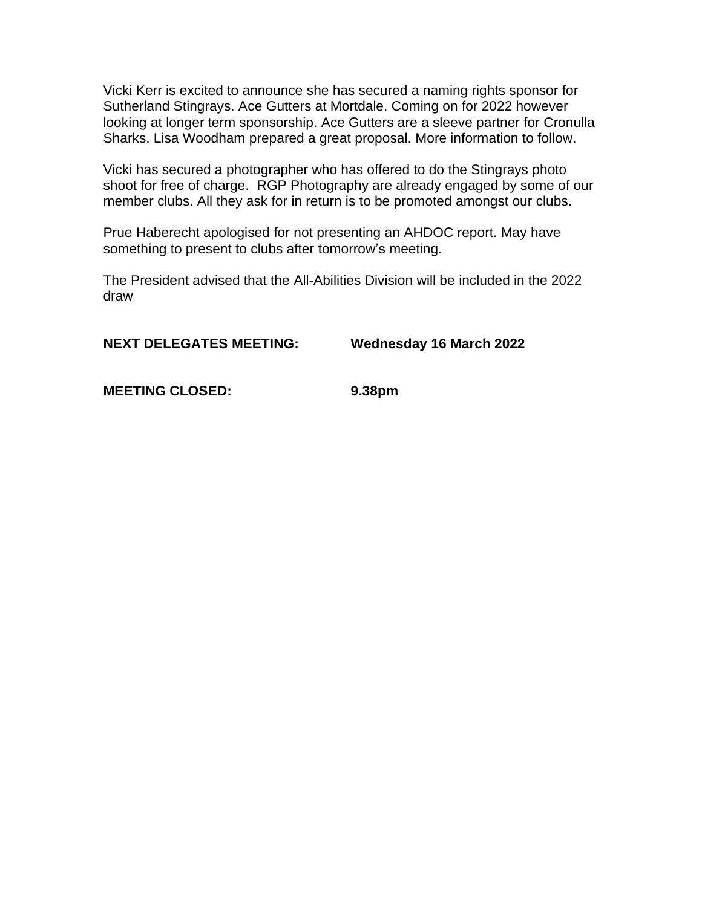Vicki Kerr is excited to announce she has secured a naming rights sponsor for Sutherland Stingrays. Ace Gutters at Mortdale. Coming on for 2022 however looking at longer term sponsorship. Ace Gutters are a sleeve partner for Cronulla Sharks. Lisa Woodham prepared a great proposal. More information to follow.

Vicki has secured a photographer who has offered to do the Stingrays photo shoot for free of charge. RGP Photography are already engaged by some of our member clubs. All they ask for in return is to be promoted amongst our clubs.

Prue Haberecht apologised for not presenting an AHDOC report. May have something to present to clubs after tomorrow's meeting.

The President advised that the All-Abilities Division will be included in the 2022 draw

**NEXT DELEGATES MEETING:** **Wednesday 16 March 2022**

**MEETING CLOSED:** **9.38pm**